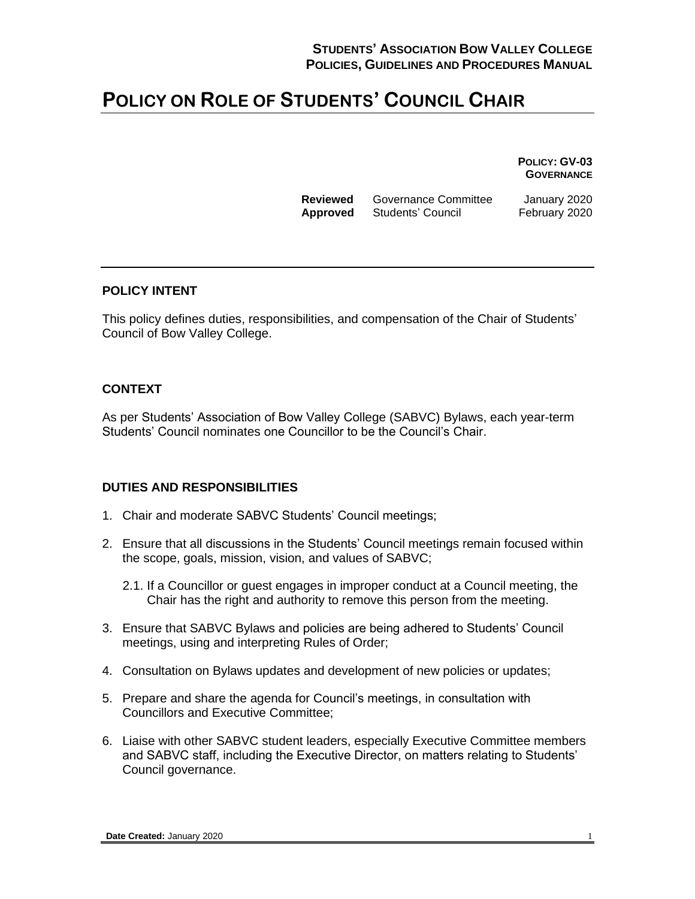**STUDENTS' ASSOCIATION BOW VALLEY COLLEGE**
**POLICIES, GUIDELINES AND PROCEDURES MANUAL**

# POLICY ON ROLE OF STUDENTS' COUNCIL CHAIR

**POLICY: GV-03**
**GOVERNANCE**

| | | |
|---|---|---|
| **Reviewed** | Governance Committee | January 2020 |
| **Approved** | Students' Council | February 2020 |

## POLICY INTENT

This policy defines duties, responsibilities, and compensation of the Chair of Students' Council of Bow Valley College.

## CONTEXT

As per Students' Association of Bow Valley College (SABVC) Bylaws, each year-term Students' Council nominates one Councillor to be the Council's Chair.

## DUTIES AND RESPONSIBILITIES

1. Chair and moderate SABVC Students' Council meetings;
2. Ensure that all discussions in the Students' Council meetings remain focused within the scope, goals, mission, vision, and values of SABVC;
   - 2.1. If a Councillor or guest engages in improper conduct at a Council meeting, the Chair has the right and authority to remove this person from the meeting.
3. Ensure that SABVC Bylaws and policies are being adhered to Students' Council meetings, using and interpreting Rules of Order;
4. Consultation on Bylaws updates and development of new policies or updates;
5. Prepare and share the agenda for Council's meetings, in consultation with Councillors and Executive Committee;
6. Liaise with other SABVC student leaders, especially Executive Committee members and SABVC staff, including the Executive Director, on matters relating to Students' Council governance.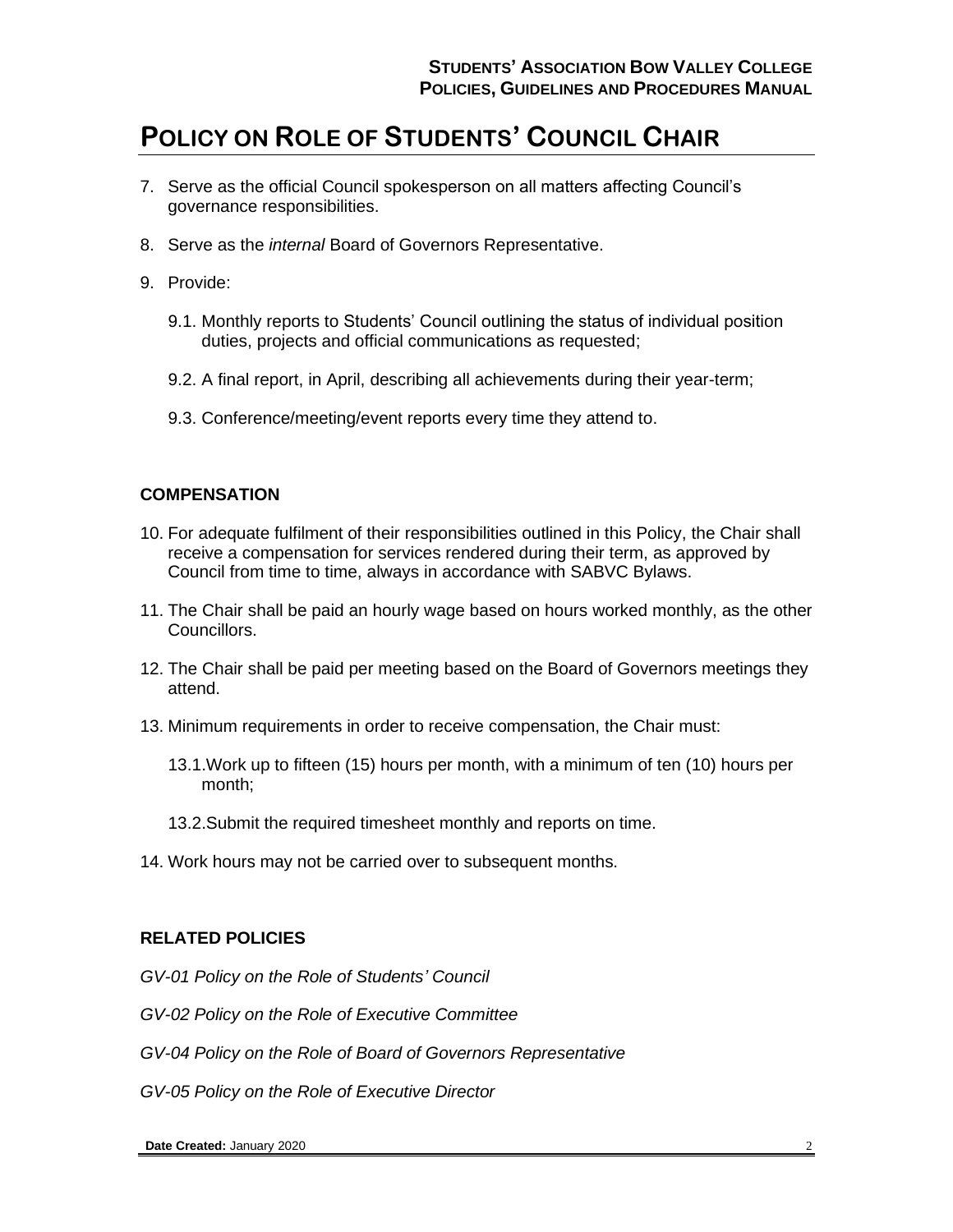# POLICY ON ROLE OF STUDENTS' COUNCIL CHAIR

7. Serve as the official Council spokesperson on all matters affecting Council's governance responsibilities.

8. Serve as the *internal* Board of Governors Representative.

9. Provide:

   9.1. Monthly reports to Students' Council outlining the status of individual position duties, projects and official communications as requested;

   9.2. A final report, in April, describing all achievements during their year-term;

   9.3. Conference/meeting/event reports every time they attend to.

### COMPENSATION

10. For adequate fulfilment of their responsibilities outlined in this Policy, the Chair shall receive a compensation for services rendered during their term, as approved by Council from time to time, always in accordance with SABVC Bylaws.

11. The Chair shall be paid an hourly wage based on hours worked monthly, as the other Councillors.

12. The Chair shall be paid per meeting based on the Board of Governors meetings they attend.

13. Minimum requirements in order to receive compensation, the Chair must:

    13.1. Work up to fifteen (15) hours per month, with a minimum of ten (10) hours per month;

    13.2. Submit the required timesheet monthly and reports on time.

14. Work hours may not be carried over to subsequent months.

### RELATED POLICIES

*GV-01 Policy on the Role of Students' Council*

*GV-02 Policy on the Role of Executive Committee*

*GV-04 Policy on the Role of Board of Governors Representative*

*GV-05 Policy on the Role of Executive Director*

**Date Created:** January 2020